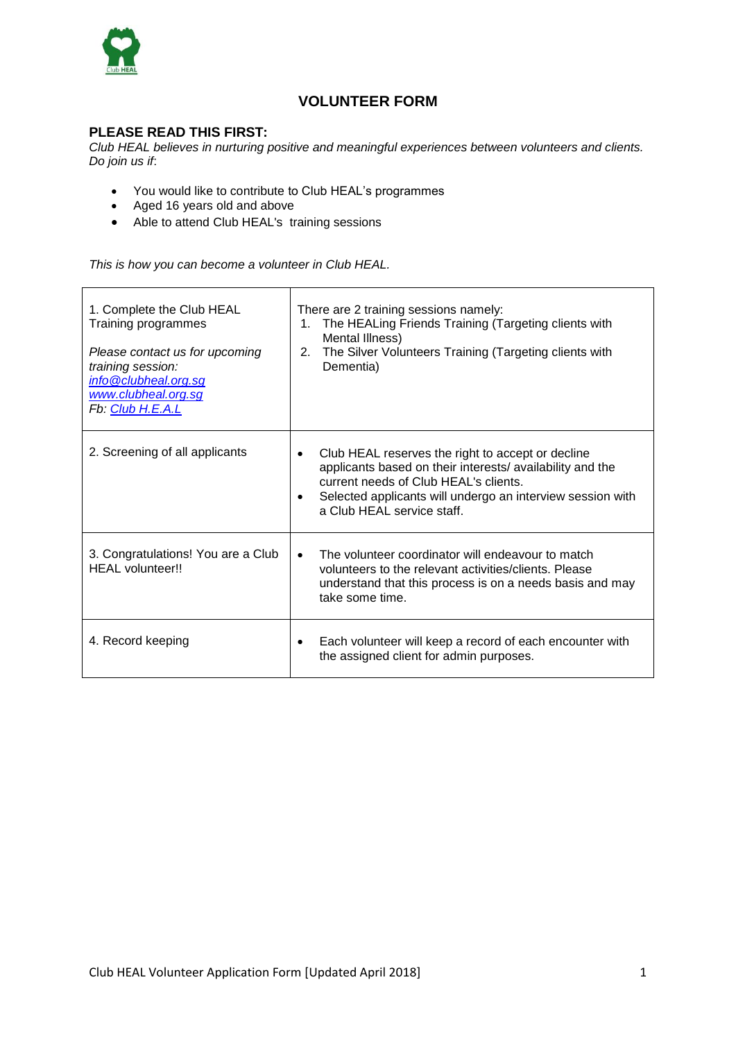# VOLUNTEER FORM

## PLEASE READ THIS FIRST:

*Club HEAL believes in nurturing positive and meaningful experiences between volunteers and clients. Do join us if*:

- You would like to contribute to Club HEAL's programmes
- Aged 16 years old and above
- Able to attend Club HEAL's training sessions

*This is how you can become a volunteer in Club HEAL.*

| | |
|---|---|
| 1. Complete the Club HEAL Training programmes<br><br>*Please contact us for upcoming training session:*<br>*info@clubheal.org.sg*<br>*www.clubheal.org.sg*<br>*Fb: Club H.E.A.L* | There are 2 training sessions namely:<br>1. The HEALing Friends Training (Targeting clients with Mental Illness)<br>2. The Silver Volunteers Training (Targeting clients with Dementia) |
| 2. Screening of all applicants | • Club HEAL reserves the right to accept or decline applicants based on their interests/ availability and the current needs of Club HEAL's clients.<br>• Selected applicants will undergo an interview session with a Club HEAL service staff. |
| 3. Congratulations! You are a Club HEAL volunteer!! | • The volunteer coordinator will endeavour to match volunteers to the relevant activities/clients. Please understand that this process is on a needs basis and may take some time. |
| 4. Record keeping | • Each volunteer will keep a record of each encounter with the assigned client for admin purposes. |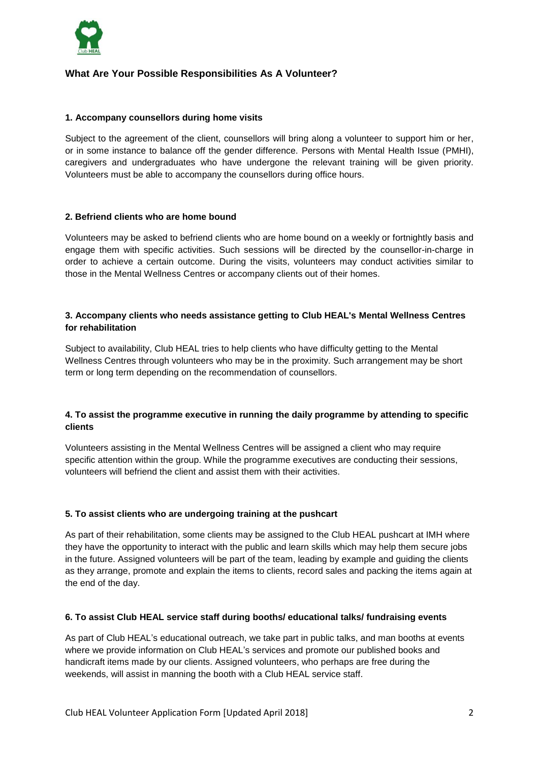## What Are Your Possible Responsibilities As A Volunteer?

### 1. Accompany counsellors during home visits

Subject to the agreement of the client, counsellors will bring along a volunteer to support him or her, or in some instance to balance off the gender difference. Persons with Mental Health Issue (PMHI), caregivers and undergraduates who have undergone the relevant training will be given priority. Volunteers must be able to accompany the counsellors during office hours.

### 2. Befriend clients who are home bound

Volunteers may be asked to befriend clients who are home bound on a weekly or fortnightly basis and engage them with specific activities. Such sessions will be directed by the counsellor-in-charge in order to achieve a certain outcome. During the visits, volunteers may conduct activities similar to those in the Mental Wellness Centres or accompany clients out of their homes.

### 3. Accompany clients who needs assistance getting to Club HEAL's Mental Wellness Centres for rehabilitation

Subject to availability, Club HEAL tries to help clients who have difficulty getting to the Mental Wellness Centres through volunteers who may be in the proximity. Such arrangement may be short term or long term depending on the recommendation of counsellors.

### 4. To assist the programme executive in running the daily programme by attending to specific clients

Volunteers assisting in the Mental Wellness Centres will be assigned a client who may require specific attention within the group. While the programme executives are conducting their sessions, volunteers will befriend the client and assist them with their activities.

### 5. To assist clients who are undergoing training at the pushcart

As part of their rehabilitation, some clients may be assigned to the Club HEAL pushcart at IMH where they have the opportunity to interact with the public and learn skills which may help them secure jobs in the future. Assigned volunteers will be part of the team, leading by example and guiding the clients as they arrange, promote and explain the items to clients, record sales and packing the items again at the end of the day.

### 6. To assist Club HEAL service staff during booths/ educational talks/ fundraising events

As part of Club HEAL's educational outreach, we take part in public talks, and man booths at events where we provide information on Club HEAL's services and promote our published books and handicraft items made by our clients. Assigned volunteers, who perhaps are free during the weekends, will assist in manning the booth with a Club HEAL service staff.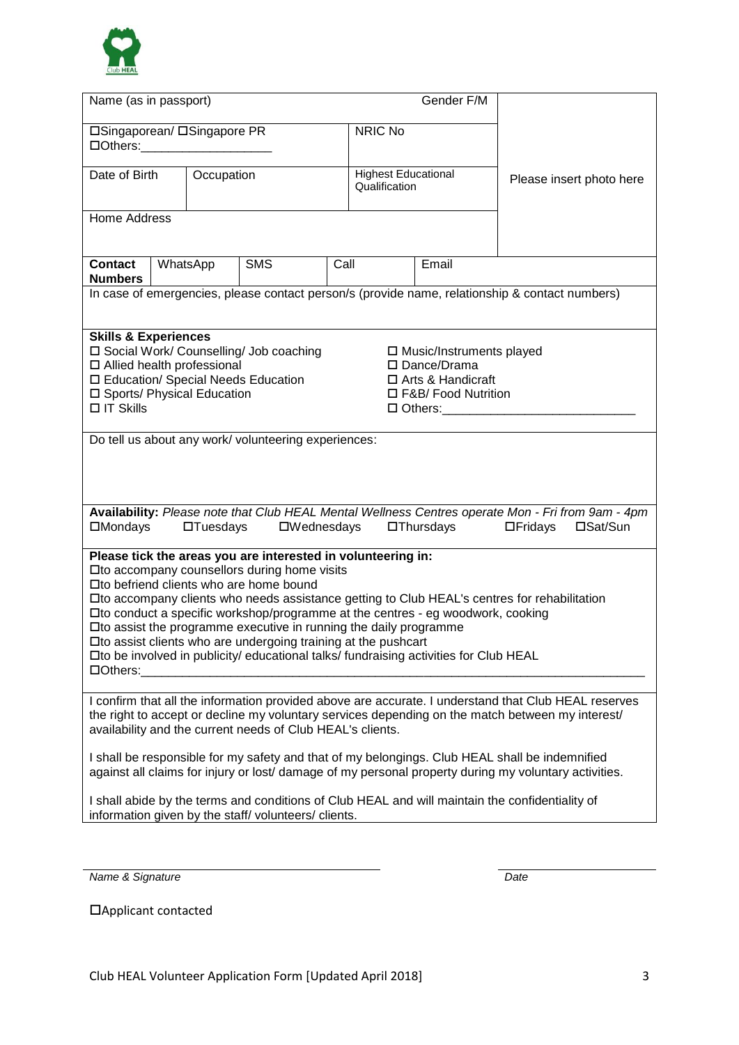Club HEAL

| | | | | | |
|---|---|---|---|---|---|
| Name (as in passport) | | | | Gender F/M | Please insert photo here |
| ☐Singaporean/ ☐Singapore PR<br>☐Others:___________________ | | | NRIC No | | |
| Date of Birth | Occupation | | Highest Educational Qualification | | |
| Home Address | | | | | |
| **Contact Numbers** | WhatsApp | SMS | Call | Email | |

In case of emergencies, please contact person/s (provide name, relationship & contact numbers)

**Skills & Experiences**

- ☐ Social Work/ Counselling/ Job coaching
- ☐ Allied health professional
- ☐ Education/ Special Needs Education
- ☐ Sports/ Physical Education
- ☐ IT Skills
- ☐ Music/Instruments played
- ☐ Dance/Drama
- ☐ Arts & Handicraft
- ☐ F&B/ Food Nutrition
- ☐ Others:____________________________

Do tell us about any work/ volunteering experiences:

**Availability:** *Please note that Club HEAL Mental Wellness Centres operate Mon - Fri from 9am - 4pm*

☐Mondays ☐Tuesdays ☐Wednesdays ☐Thursdays ☐Fridays ☐Sat/Sun

**Please tick the areas you are interested in volunteering in:**

- ☐to accompany counsellors during home visits
- ☐to befriend clients who are home bound
- ☐to accompany clients who needs assistance getting to Club HEAL's centres for rehabilitation
- ☐to conduct a specific workshop/programme at the centres - eg woodwork, cooking
- ☐to assist the programme executive in running the daily programme
- ☐to assist clients who are undergoing training at the pushcart
- ☐to be involved in publicity/ educational talks/ fundraising activities for Club HEAL
- ☐Others:________________________________________________________________________

I confirm that all the information provided above are accurate. I understand that Club HEAL reserves the right to accept or decline my voluntary services depending on the match between my interest/ availability and the current needs of Club HEAL's clients.

I shall be responsible for my safety and that of my belongings. Club HEAL shall be indemnified against all claims for injury or lost/ damage of my personal property during my voluntary activities.

I shall abide by the terms and conditions of Club HEAL and will maintain the confidentiality of information given by the staff/ volunteers/ clients.

_________________________________ _________________

*Name & Signature* *Date*

☐Applicant contacted

Club HEAL Volunteer Application Form [Updated April 2018]